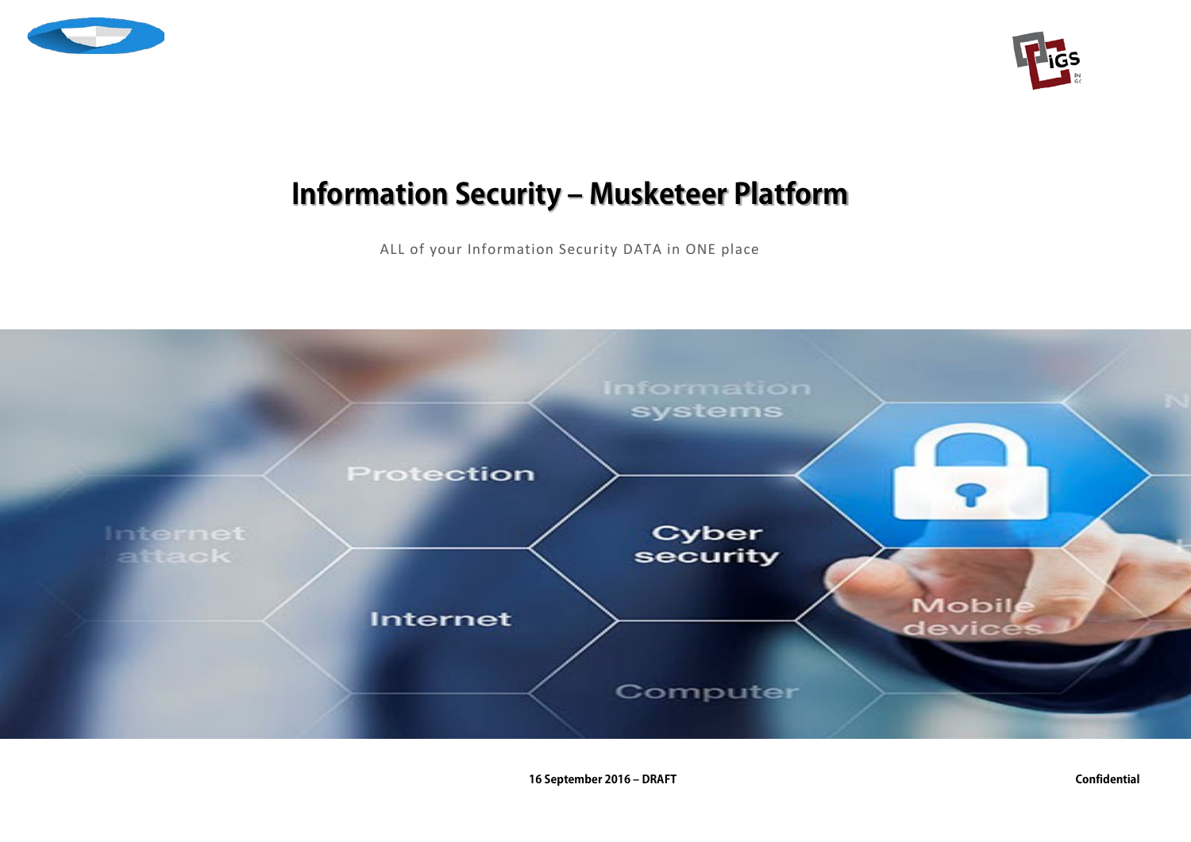# Information Security – Musketeer Platform

ALL of your Information Security DATA in ONE place

16 September 2016 – DRAFT

Confidential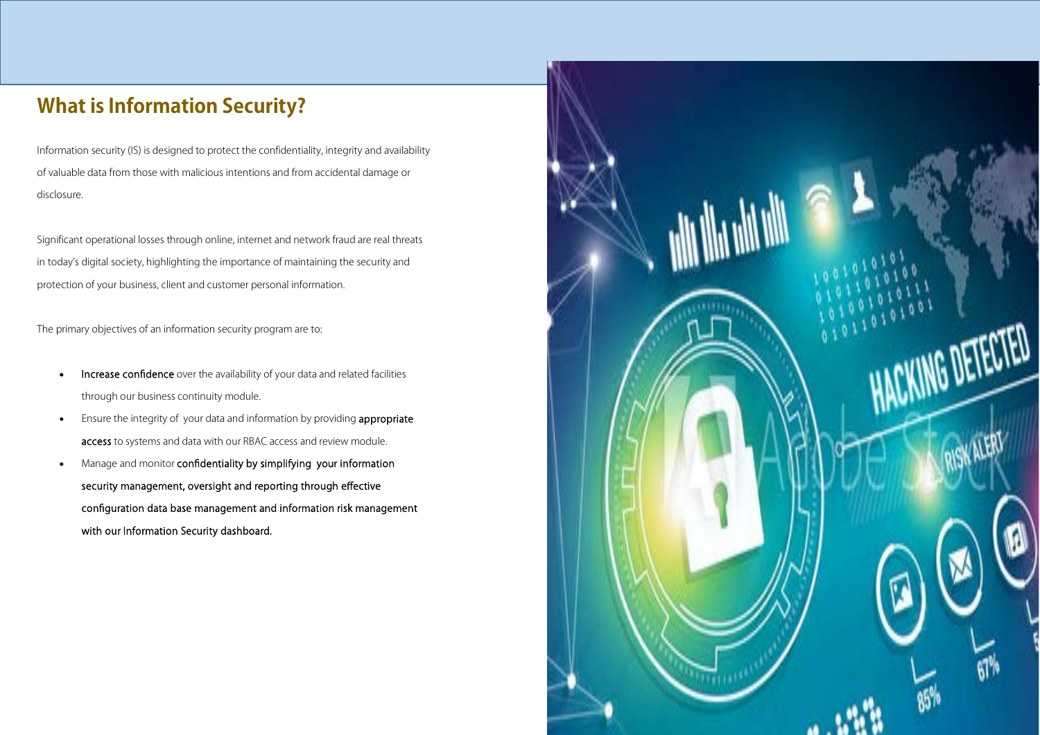## What is Information Security?

Information security (IS) is designed to protect the confidentiality, integrity and availability of valuable data from those with malicious intentions and from accidental damage or disclosure.

Significant operational losses through online, internet and network fraud are real threats in today's digital society, highlighting the importance of maintaining the security and protection of your business, client and customer personal information.

The primary objectives of an information security program are to:

- Increase confidence over the availability of your data and related facilities through our business continuity module.
- Ensure the integrity of your data and information by providing appropriate access to systems and data with our RBAC access and review module.
- Manage and monitor confidentiality by simplifying your information security management, oversight and reporting through effective configuration data base management and information risk management with our Information Security dashboard.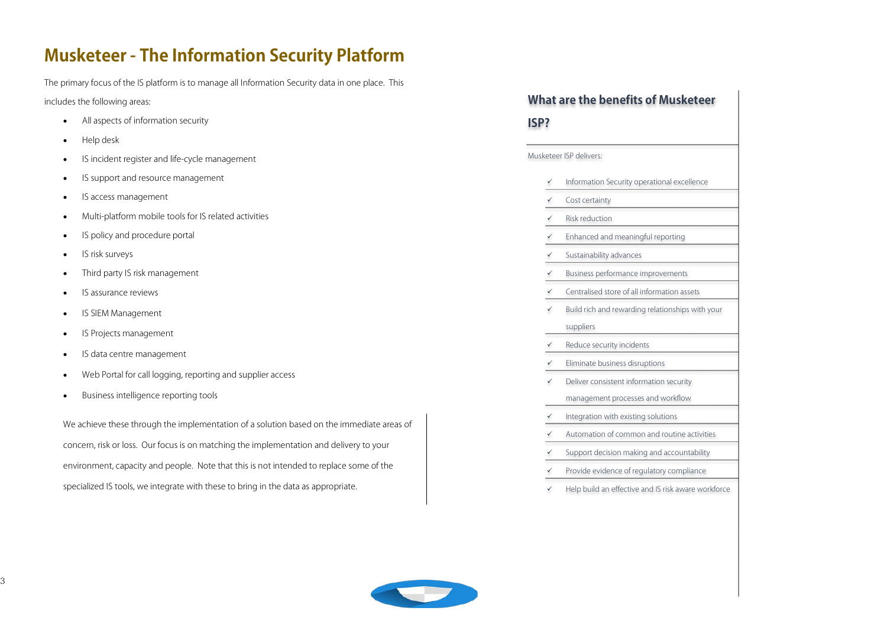# Musketeer - The Information Security Platform

The primary focus of the IS platform is to manage all Information Security data in one place. This includes the following areas:

- All aspects of information security
- Help desk
- IS incident register and life-cycle management
- IS support and resource management
- IS access management
- Multi-platform mobile tools for IS related activities
- IS policy and procedure portal
- IS risk surveys
- Third party IS risk management
- IS assurance reviews
- IS SIEM Management
- IS Projects management
- IS data centre management
- Web Portal for call logging, reporting and supplier access
- Business intelligence reporting tools

We achieve these through the implementation of a solution based on the immediate areas of concern, risk or loss. Our focus is on matching the implementation and delivery to your environment, capacity and people. Note that this is not intended to replace some of the specialized IS tools, we integrate with these to bring in the data as appropriate.

## What are the benefits of Musketeer ISP?

Musketeer ISP delivers:

- ✓ Information Security operational excellence
- ✓ Cost certainty
- ✓ Risk reduction
- ✓ Enhanced and meaningful reporting
- ✓ Sustainability advances
- ✓ Business performance improvements
- ✓ Centralised store of all information assets
- ✓ Build rich and rewarding relationships with your suppliers
- ✓ Reduce security incidents
- ✓ Eliminate business disruptions
- ✓ Deliver consistent information security management processes and workflow
- ✓ Integration with existing solutions
- ✓ Automation of common and routine activities
- ✓ Support decision making and accountability
- ✓ Provide evidence of regulatory compliance
- ✓ Help build an effective and IS risk aware workforce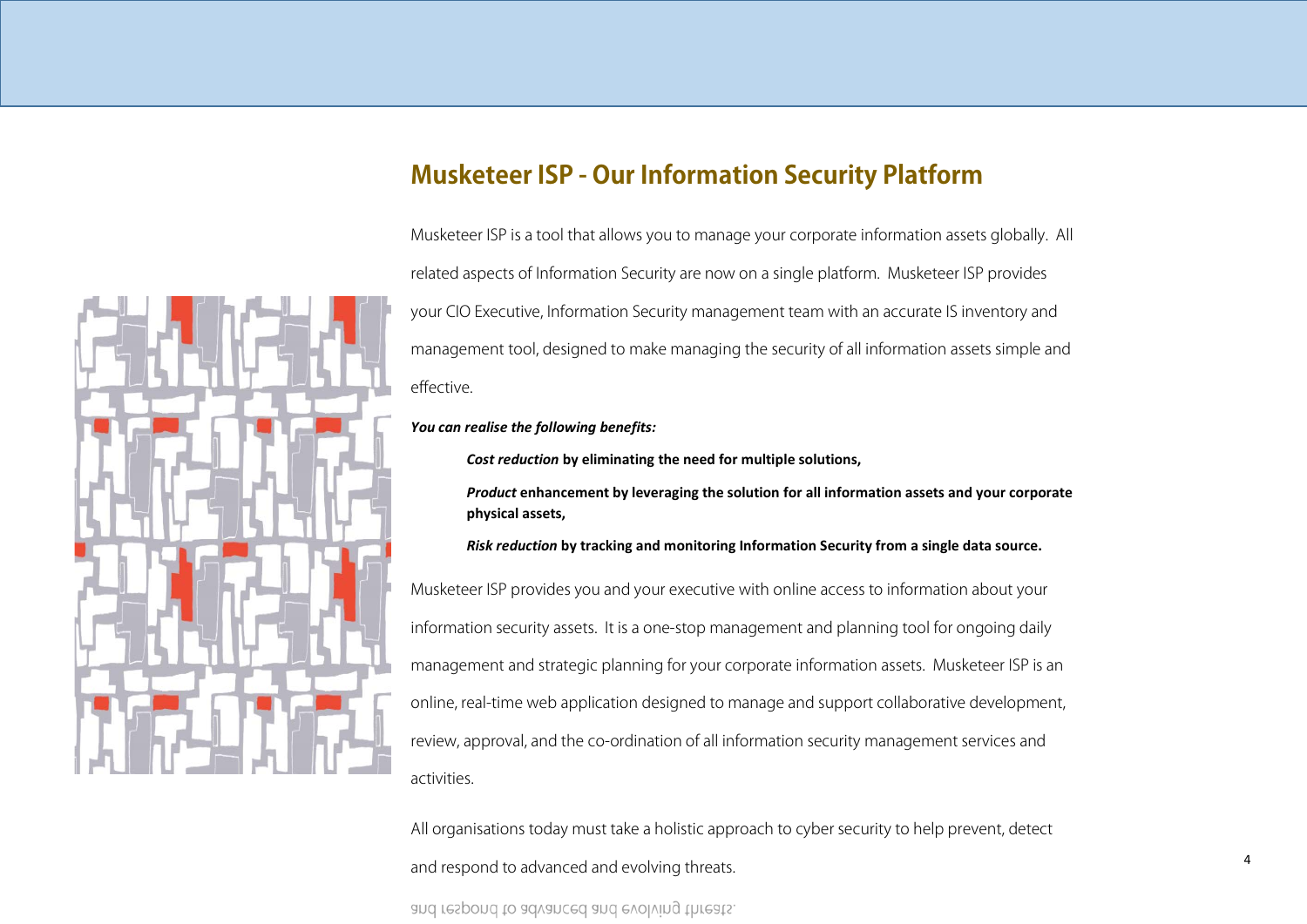## Musketeer ISP - Our Information Security Platform

Musketeer ISP is a tool that allows you to manage your corporate information assets globally. All related aspects of Information Security are now on a single platform. Musketeer ISP provides your CIO Executive, Information Security management team with an accurate IS inventory and management tool, designed to make managing the security of all information assets simple and effective.

***You can realise the following benefits:***

> ***Cost reduction*** **by eliminating the need for multiple solutions,**
>
> ***Product*** **enhancement by leveraging the solution for all information assets and your corporate physical assets,**
>
> ***Risk reduction*** **by tracking and monitoring Information Security from a single data source.**

Musketeer ISP provides you and your executive with online access to information about your information security assets. It is a one-stop management and planning tool for ongoing daily management and strategic planning for your corporate information assets. Musketeer ISP is an online, real-time web application designed to manage and support collaborative development, review, approval, and the co-ordination of all information security management services and activities.

All organisations today must take a holistic approach to cyber security to help prevent, detect and respond to advanced and evolving threats.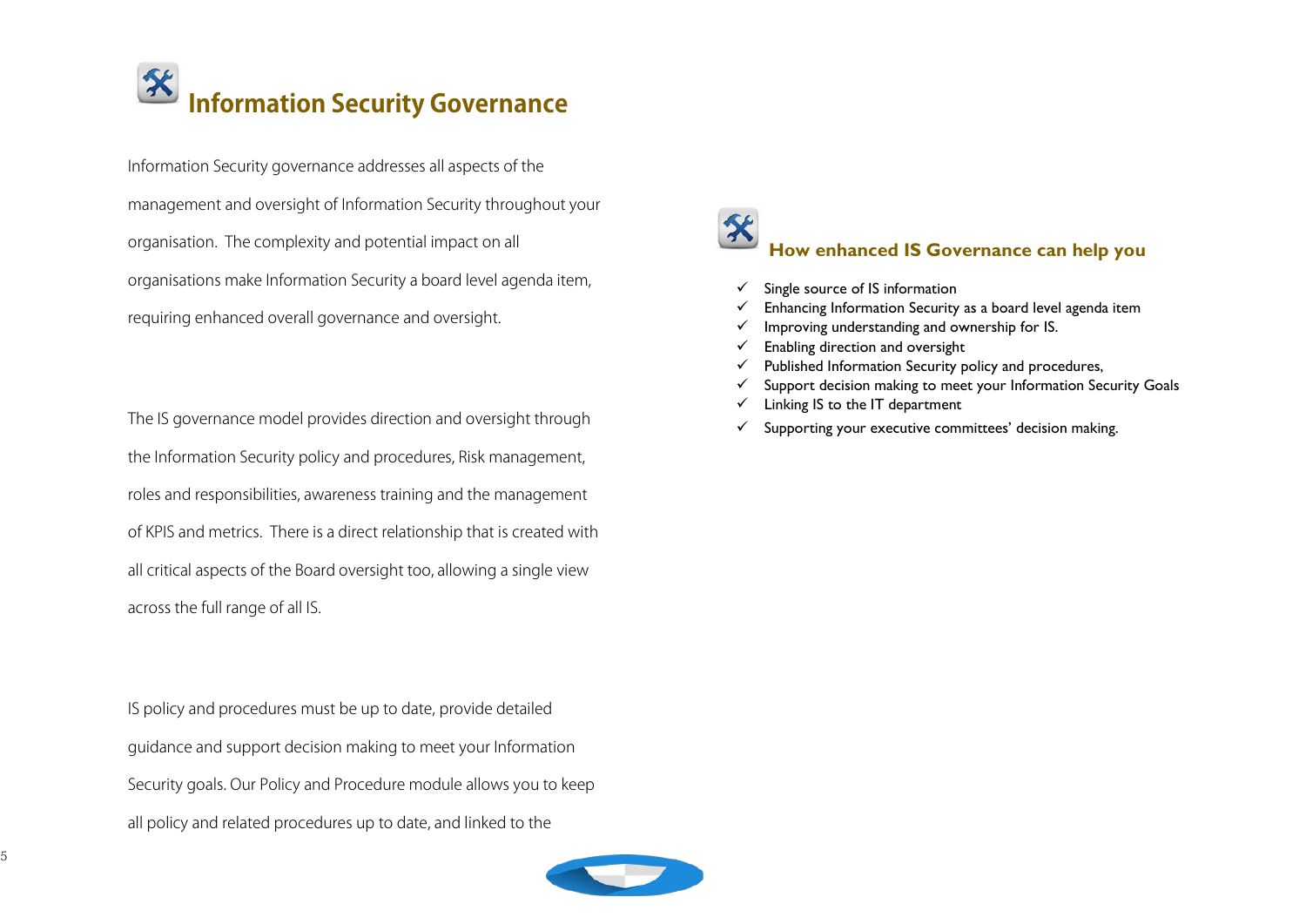# Information Security Governance

Information Security governance addresses all aspects of the management and oversight of Information Security throughout your organisation. The complexity and potential impact on all organisations make Information Security a board level agenda item, requiring enhanced overall governance and oversight.

The IS governance model provides direction and oversight through the Information Security policy and procedures, Risk management, roles and responsibilities, awareness training and the management of KPIS and metrics. There is a direct relationship that is created with all critical aspects of the Board oversight too, allowing a single view across the full range of all IS.

IS policy and procedures must be up to date, provide detailed guidance and support decision making to meet your Information Security goals. Our Policy and Procedure module allows you to keep all policy and related procedures up to date, and linked to the

## How enhanced IS Governance can help you

- ✓ Single source of IS information
- ✓ Enhancing Information Security as a board level agenda item
- ✓ Improving understanding and ownership for IS.
- ✓ Enabling direction and oversight
- ✓ Published Information Security policy and procedures,
- ✓ Support decision making to meet your Information Security Goals
- ✓ Linking IS to the IT department
- ✓ Supporting your executive committees' decision making.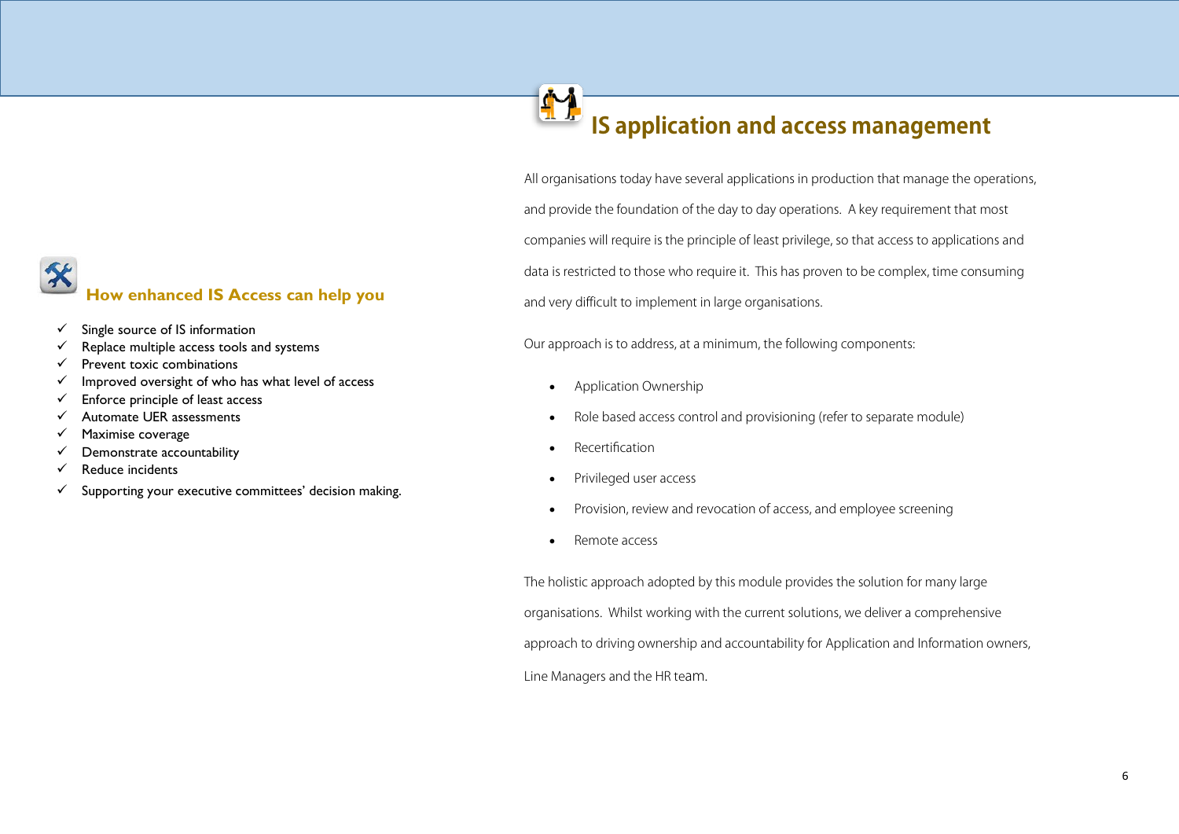# IS application and access management

All organisations today have several applications in production that manage the operations, and provide the foundation of the day to day operations. A key requirement that most companies will require is the principle of least privilege, so that access to applications and data is restricted to those who require it. This has proven to be complex, time consuming and very difficult to implement in large organisations.

Our approach is to address, at a minimum, the following components:

- Application Ownership
- Role based access control and provisioning (refer to separate module)
- Recertification
- Privileged user access
- Provision, review and revocation of access, and employee screening
- Remote access

The holistic approach adopted by this module provides the solution for many large organisations. Whilst working with the current solutions, we deliver a comprehensive approach to driving ownership and accountability for Application and Information owners, Line Managers and the HR team.

## How enhanced IS Access can help you

- ✓ Single source of IS information
- ✓ Replace multiple access tools and systems
- ✓ Prevent toxic combinations
- ✓ Improved oversight of who has what level of access
- ✓ Enforce principle of least access
- ✓ Automate UER assessments
- ✓ Maximise coverage
- ✓ Demonstrate accountability
- ✓ Reduce incidents
- ✓ Supporting your executive committees' decision making.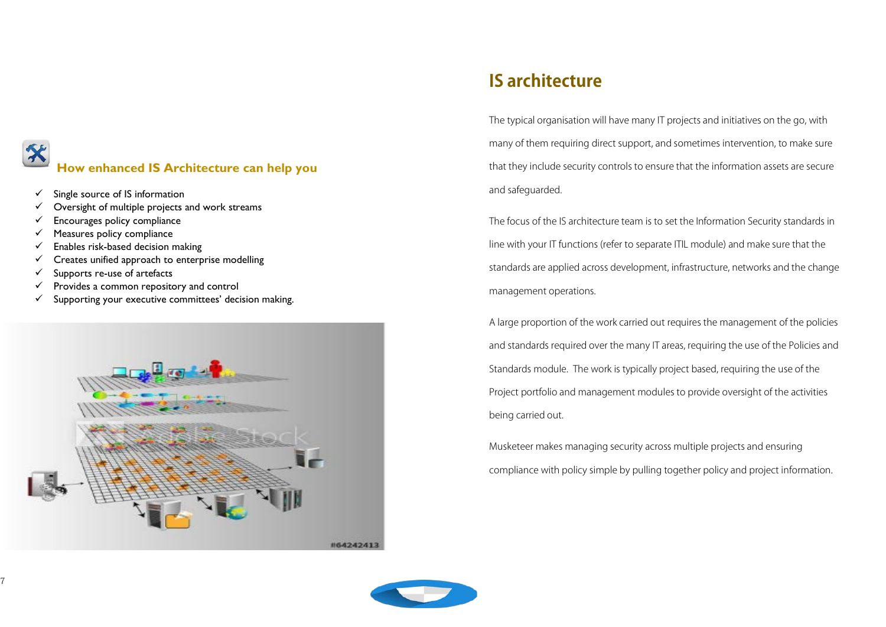## How enhanced IS Architecture can help you

- ✓ Single source of IS information
- ✓ Oversight of multiple projects and work streams
- ✓ Encourages policy compliance
- ✓ Measures policy compliance
- ✓ Enables risk-based decision making
- ✓ Creates unified approach to enterprise modelling
- ✓ Supports re-use of artefacts
- ✓ Provides a common repository and control
- ✓ Supporting your executive committees' decision making.

# IS architecture

The typical organisation will have many IT projects and initiatives on the go, with many of them requiring direct support, and sometimes intervention, to make sure that they include security controls to ensure that the information assets are secure and safeguarded.

The focus of the IS architecture team is to set the Information Security standards in line with your IT functions (refer to separate ITIL module) and make sure that the standards are applied across development, infrastructure, networks and the change management operations.

A large proportion of the work carried out requires the management of the policies and standards required over the many IT areas, requiring the use of the Policies and Standards module. The work is typically project based, requiring the use of the Project portfolio and management modules to provide oversight of the activities being carried out.

Musketeer makes managing security across multiple projects and ensuring compliance with policy simple by pulling together policy and project information.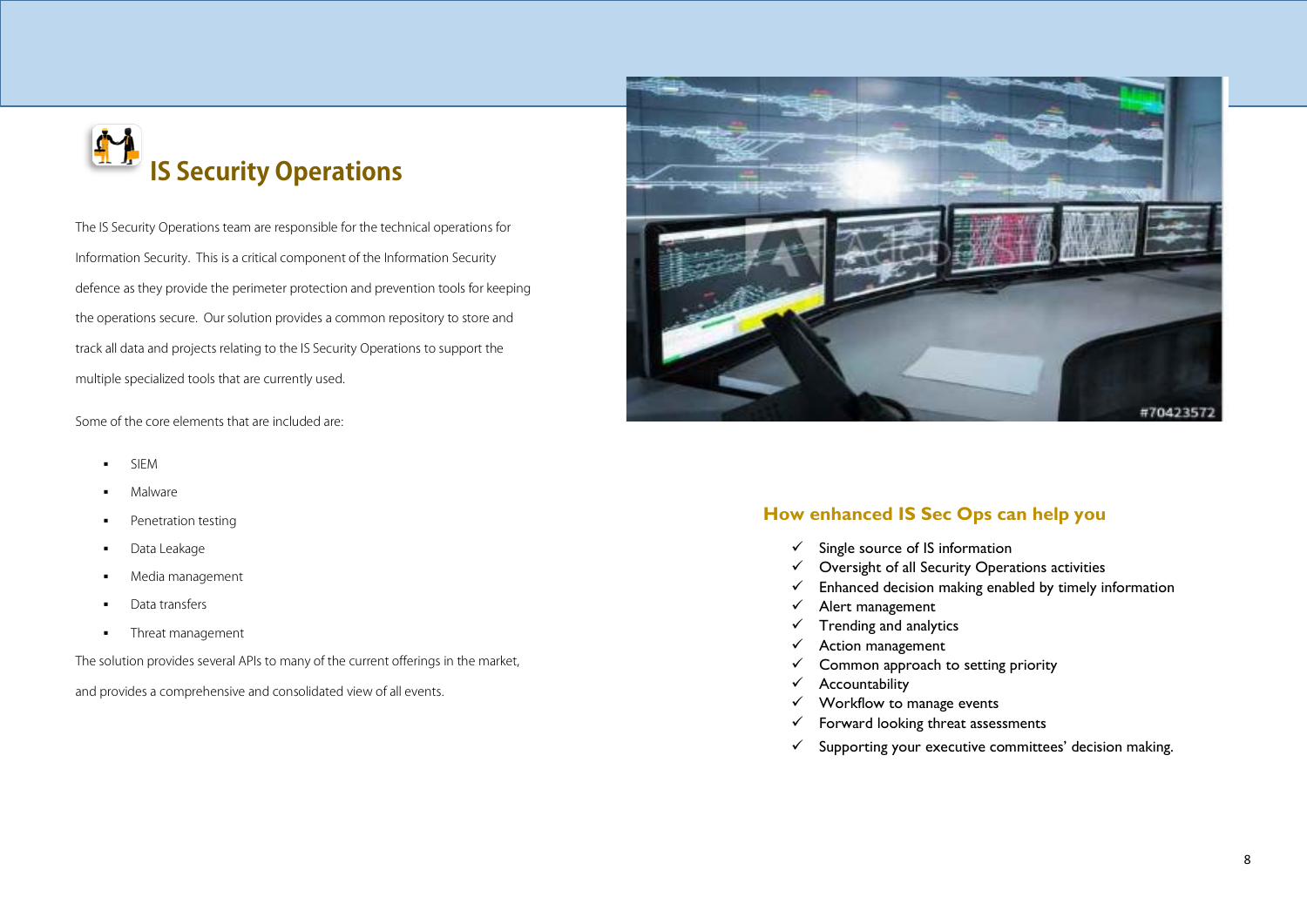# IS Security Operations

The IS Security Operations team are responsible for the technical operations for Information Security. This is a critical component of the Information Security defence as they provide the perimeter protection and prevention tools for keeping the operations secure. Our solution provides a common repository to store and track all data and projects relating to the IS Security Operations to support the multiple specialized tools that are currently used.

Some of the core elements that are included are:

- SIEM
- Malware
- Penetration testing
- Data Leakage
- Media management
- Data transfers
- Threat management

The solution provides several APIs to many of the current offerings in the market, and provides a comprehensive and consolidated view of all events.

## How enhanced IS Sec Ops can help you

- ✓ Single source of IS information
- ✓ Oversight of all Security Operations activities
- ✓ Enhanced decision making enabled by timely information
- ✓ Alert management
- ✓ Trending and analytics
- ✓ Action management
- ✓ Common approach to setting priority
- ✓ Accountability
- ✓ Workflow to manage events
- ✓ Forward looking threat assessments
- ✓ Supporting your executive committees' decision making.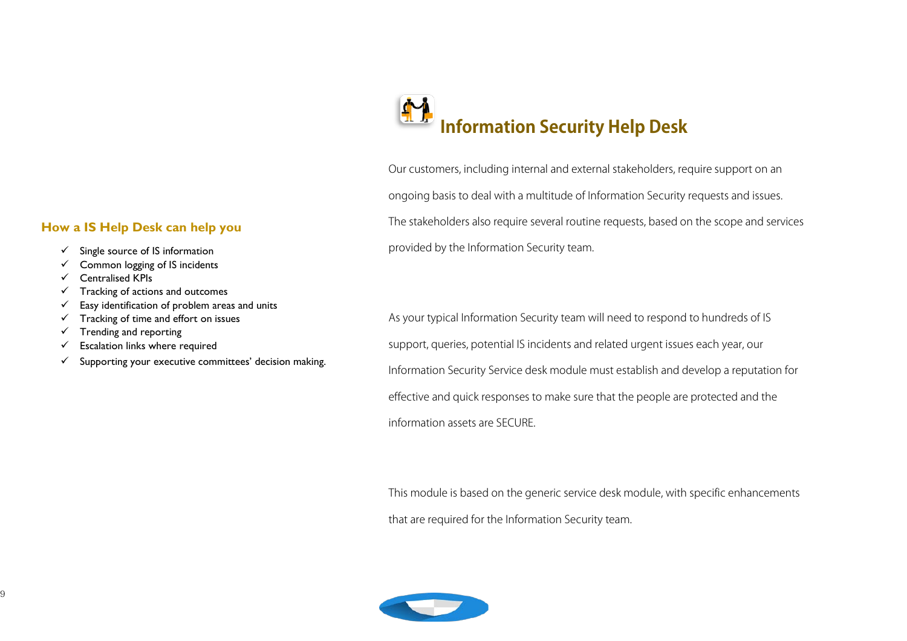# Information Security Help Desk

Our customers, including internal and external stakeholders, require support on an ongoing basis to deal with a multitude of Information Security requests and issues. The stakeholders also require several routine requests, based on the scope and services provided by the Information Security team.

As your typical Information Security team will need to respond to hundreds of IS support, queries, potential IS incidents and related urgent issues each year, our Information Security Service desk module must establish and develop a reputation for effective and quick responses to make sure that the people are protected and the information assets are SECURE.

This module is based on the generic service desk module, with specific enhancements that are required for the Information Security team.

## How a IS Help Desk can help you

- ✓ Single source of IS information
- ✓ Common logging of IS incidents
- ✓ Centralised KPIs
- ✓ Tracking of actions and outcomes
- ✓ Easy identification of problem areas and units
- ✓ Tracking of time and effort on issues
- ✓ Trending and reporting
- ✓ Escalation links where required
- ✓ Supporting your executive committees' decision making.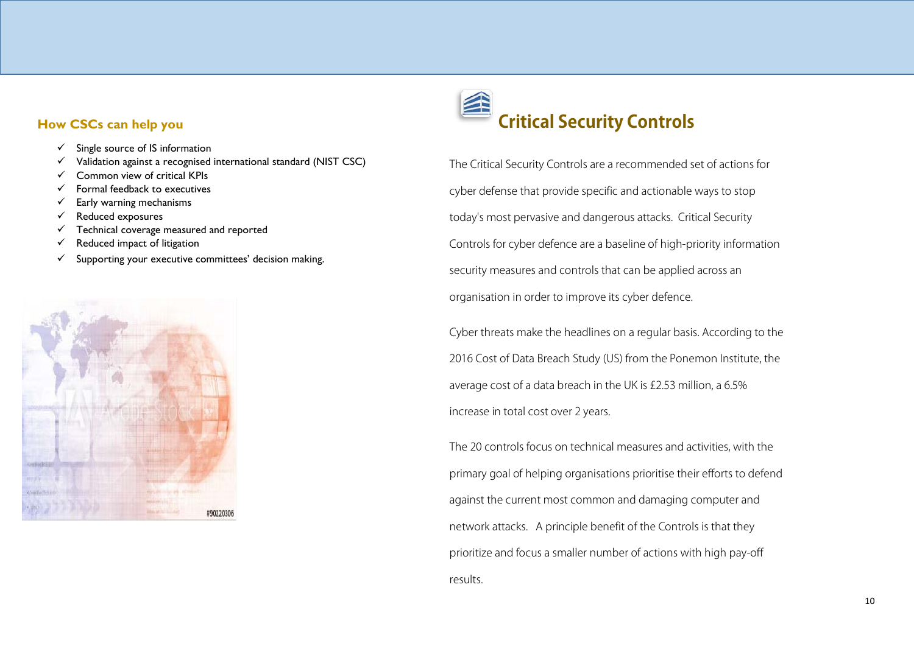## How CSCs can help you

- ✓ Single source of IS information
- ✓ Validation against a recognised international standard (NIST CSC)
- ✓ Common view of critical KPIs
- ✓ Formal feedback to executives
- ✓ Early warning mechanisms
- ✓ Reduced exposures
- ✓ Technical coverage measured and reported
- ✓ Reduced impact of litigation
- ✓ Supporting your executive committees' decision making.

# Critical Security Controls

The Critical Security Controls are a recommended set of actions for cyber defense that provide specific and actionable ways to stop today's most pervasive and dangerous attacks. Critical Security Controls for cyber defence are a baseline of high-priority information security measures and controls that can be applied across an organisation in order to improve its cyber defence.

Cyber threats make the headlines on a regular basis. According to the 2016 Cost of Data Breach Study (US) from the Ponemon Institute, the average cost of a data breach in the UK is £2.53 million, a 6.5% increase in total cost over 2 years.

The 20 controls focus on technical measures and activities, with the primary goal of helping organisations prioritise their efforts to defend against the current most common and damaging computer and network attacks. A principle benefit of the Controls is that they prioritize and focus a smaller number of actions with high pay-off results.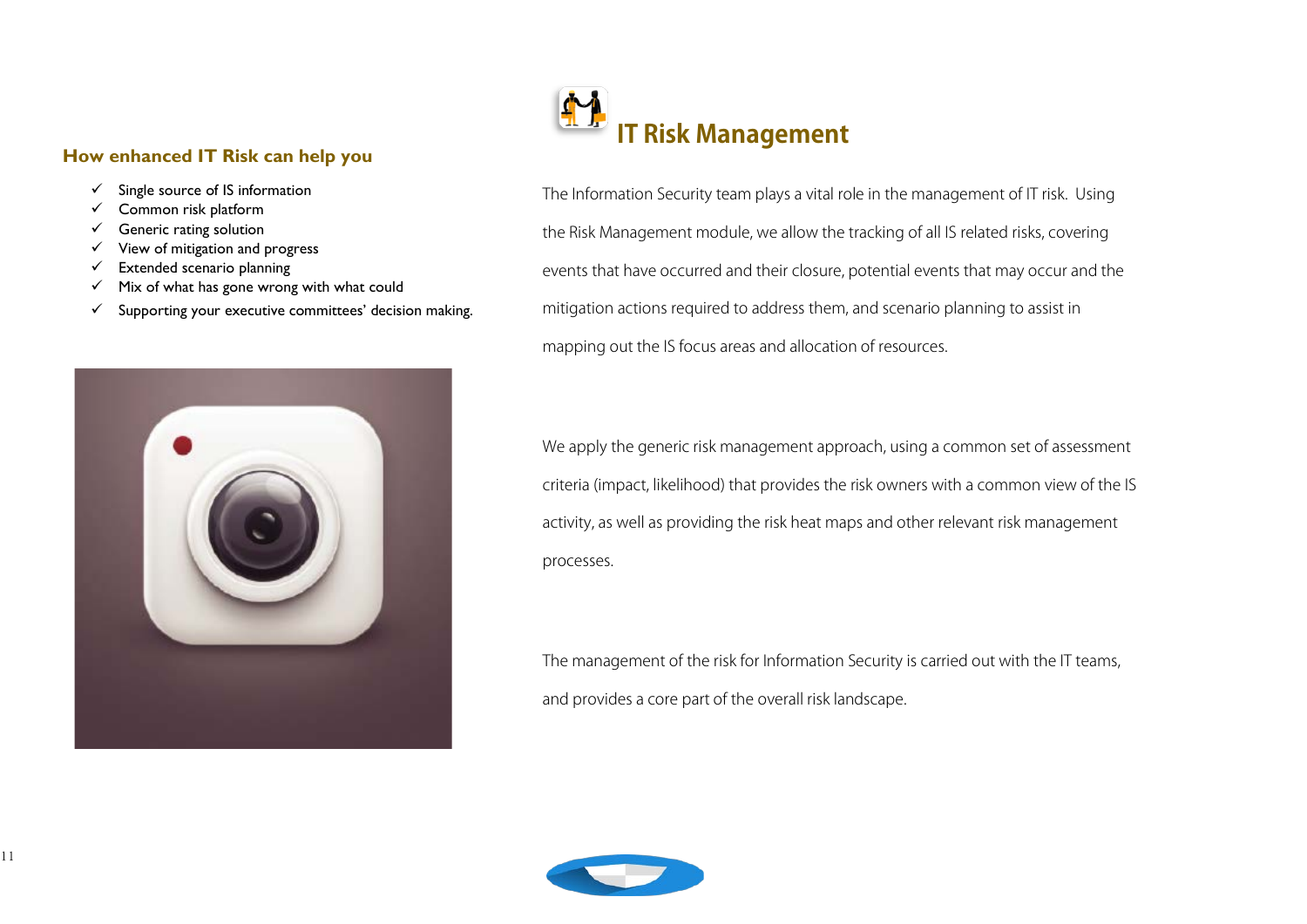## How enhanced IT Risk can help you

- ✓ Single source of IS information
- ✓ Common risk platform
- ✓ Generic rating solution
- ✓ View of mitigation and progress
- ✓ Extended scenario planning
- ✓ Mix of what has gone wrong with what could
- ✓ Supporting your executive committees' decision making.

# IT Risk Management

The Information Security team plays a vital role in the management of IT risk. Using the Risk Management module, we allow the tracking of all IS related risks, covering events that have occurred and their closure, potential events that may occur and the mitigation actions required to address them, and scenario planning to assist in mapping out the IS focus areas and allocation of resources.

We apply the generic risk management approach, using a common set of assessment criteria (impact, likelihood) that provides the risk owners with a common view of the IS activity, as well as providing the risk heat maps and other relevant risk management processes.

The management of the risk for Information Security is carried out with the IT teams, and provides a core part of the overall risk landscape.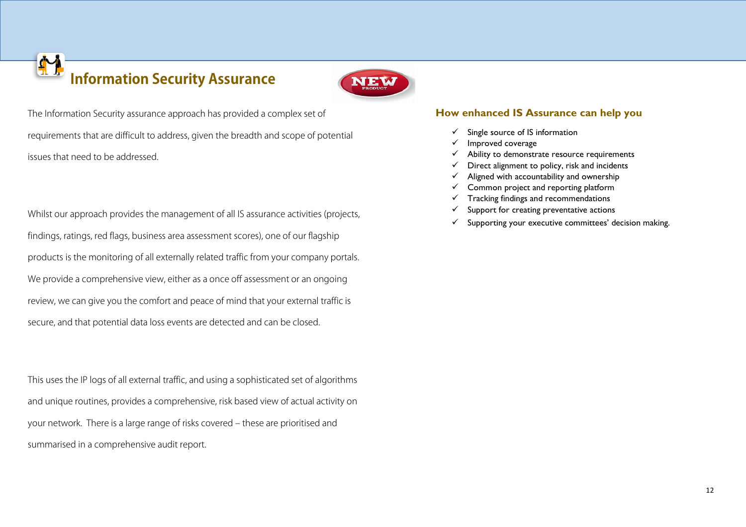# Information Security Assurance

NEW PRODUCT

The Information Security assurance approach has provided a complex set of requirements that are difficult to address, given the breadth and scope of potential issues that need to be addressed.

Whilst our approach provides the management of all IS assurance activities (projects, findings, ratings, red flags, business area assessment scores), one of our flagship products is the monitoring of all externally related traffic from your company portals. We provide a comprehensive view, either as a once off assessment or an ongoing review, we can give you the comfort and peace of mind that your external traffic is secure, and that potential data loss events are detected and can be closed.

This uses the IP logs of all external traffic, and using a sophisticated set of algorithms and unique routines, provides a comprehensive, risk based view of actual activity on your network. There is a large range of risks covered – these are prioritised and summarised in a comprehensive audit report.

## How enhanced IS Assurance can help you

- ✓ Single source of IS information
- ✓ Improved coverage
- ✓ Ability to demonstrate resource requirements
- ✓ Direct alignment to policy, risk and incidents
- ✓ Aligned with accountability and ownership
- ✓ Common project and reporting platform
- ✓ Tracking findings and recommendations
- ✓ Support for creating preventative actions
- ✓ Supporting your executive committees' decision making.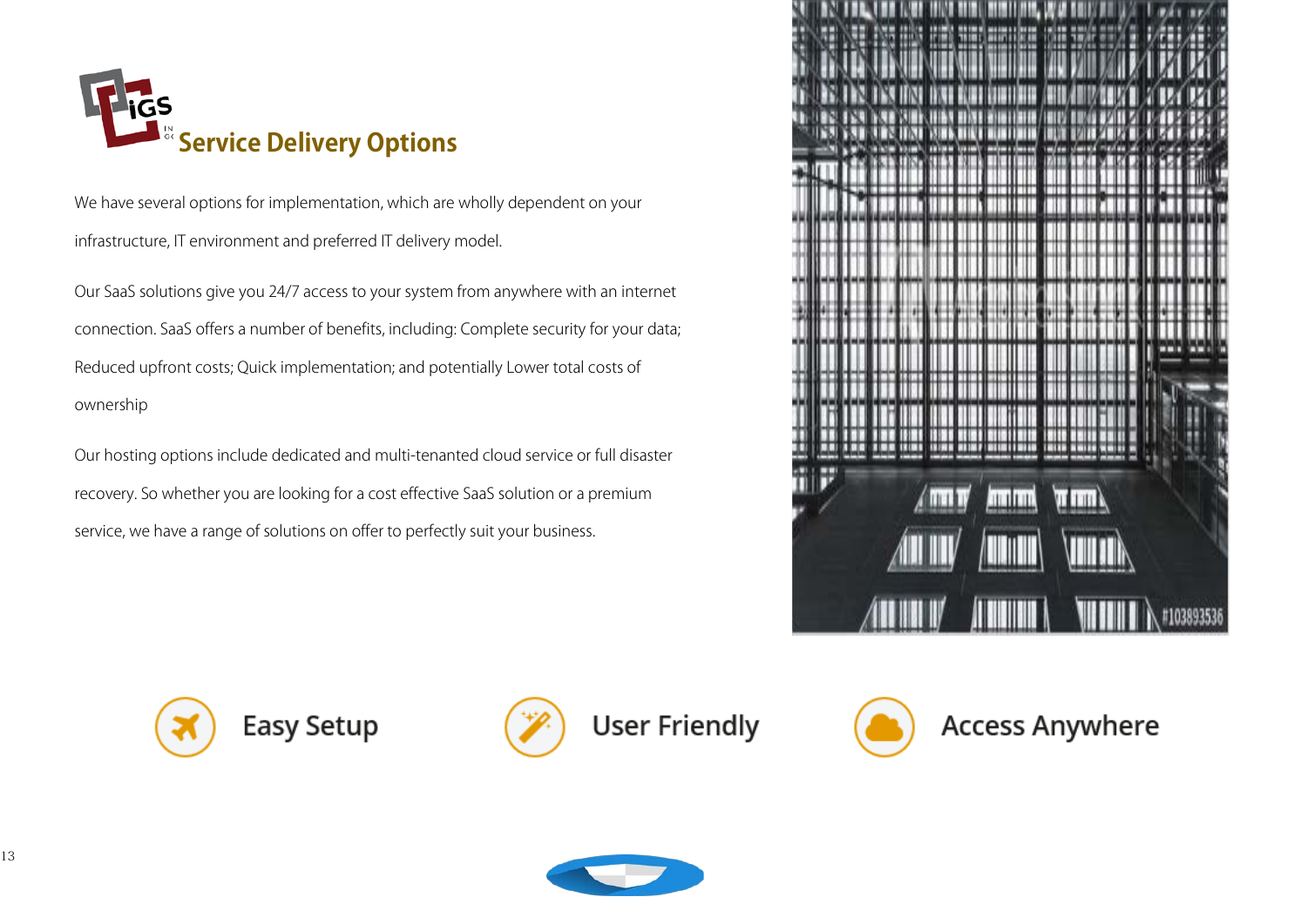# Service Delivery Options

We have several options for implementation, which are wholly dependent on your infrastructure, IT environment and preferred IT delivery model.

Our SaaS solutions give you 24/7 access to your system from anywhere with an internet connection. SaaS offers a number of benefits, including: Complete security for your data; Reduced upfront costs; Quick implementation; and potentially Lower total costs of ownership

Our hosting options include dedicated and multi-tenanted cloud service or full disaster recovery. So whether you are looking for a cost effective SaaS solution or a premium service, we have a range of solutions on offer to perfectly suit your business.

Easy Setup

User Friendly

Access Anywhere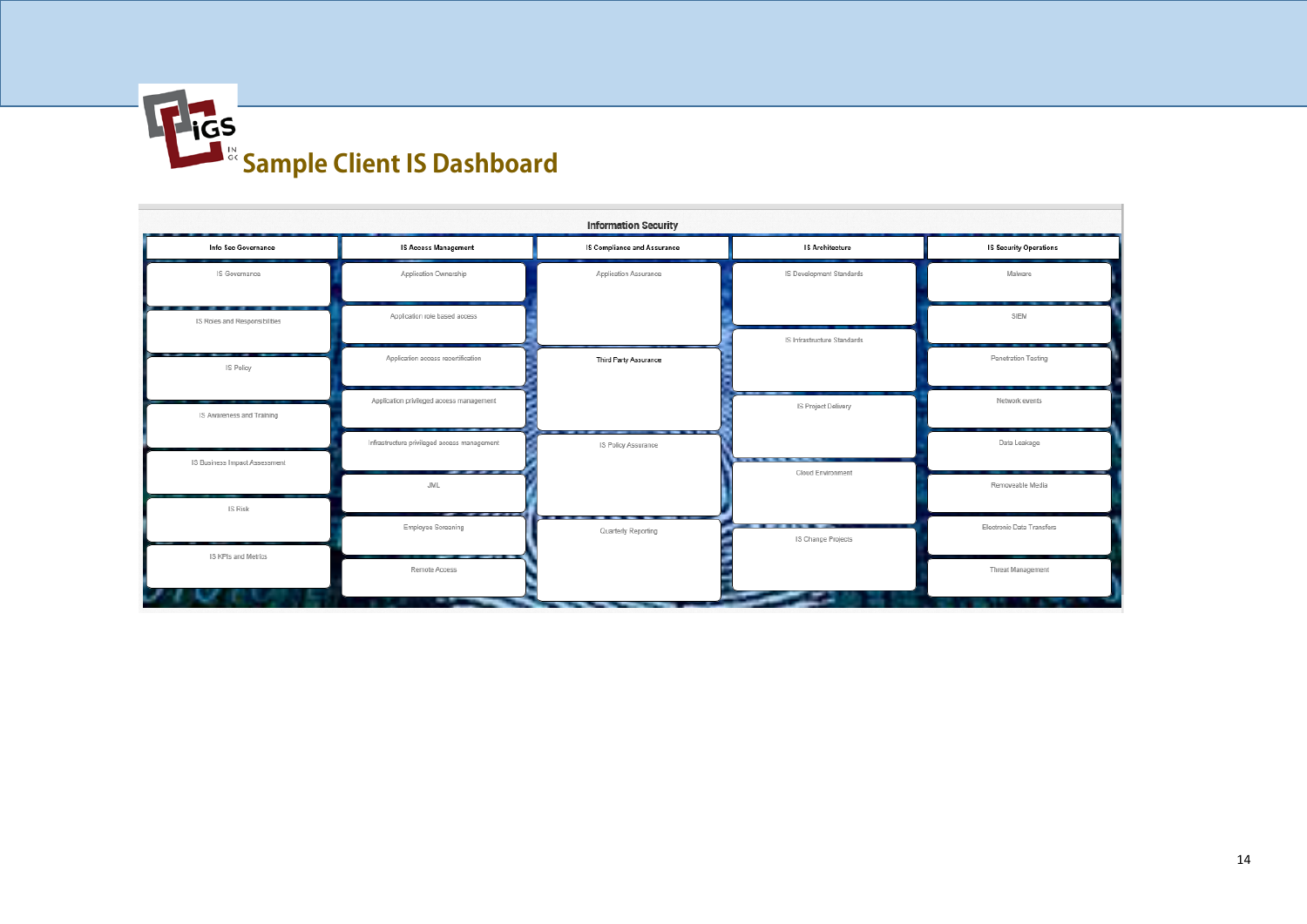# Sample Client IS Dashboard

**Information Security**

| Info Sec Governance | IS Access Management | IS Compliance and Assurance | IS Architecture | IS Security Operations |
|---|---|---|---|---|
| IS Governance | Application Ownership | Application Assurance | IS Development Standards | Malware |
| IS Roles and Responsibilities | Application role based access | Third Party Assurance | IS Infrastructure Standards | SIEM |
| IS Policy | Application access recertification | IS Policy Assurance | IS Project Delivery | Penetration Testing |
| IS Awareness and Training | Application privileged access management | Quarterly Reporting | Cloud Environment | Network events |
| IS Business Impact Assessment | Infrastructure privileged access management | | IS Change Projects | Data Leakage |
| IS Risk | JML | | | Removeable Media |
| IS KPIs and Metrics | Employee Screening | | | Electronic Data Transfers |
| | Remote Access | | | Threat Management |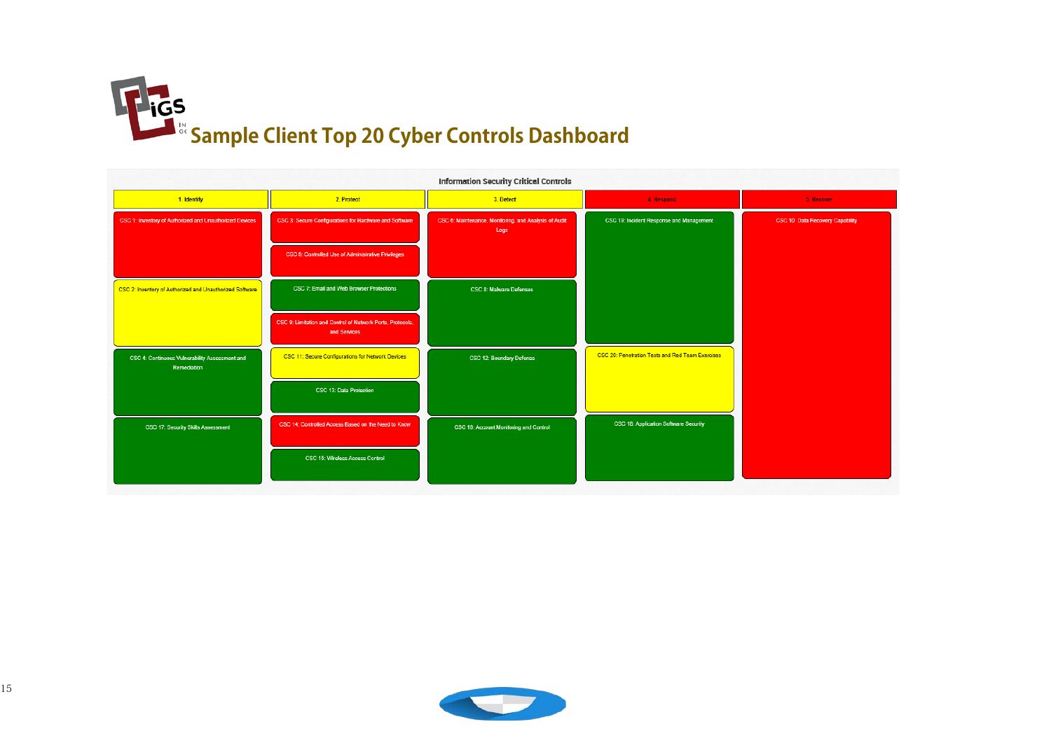# Sample Client Top 20 Cyber Controls Dashboard

**Information Security Critical Controls**

| 1. Identify | 2. Protect | 3. Detect | 4. Respond | 5. Recover |
|---|---|---|---|---|
| CSC 1: Inventory of Authorized and Unauthorized Devices | CSC 3: Secure Configurations for Hardware and Software | CSC 6: Maintenance, Monitoring, and Analysis of Audit Logs | CSC 19: Incident Response and Management | CSC 10: Data Recovery Capability |
| | CSC 5: Controlled Use of Administrative Privileges | | | |
| CSC 2: Inventory of Authorized and Unauthorized Software | CSC 7: Email and Web Browser Protections | CSC 8: Malware Defenses | | |
| | CSC 9: Limitation and Control of Network Ports, Protocols, and Services | | | |
| CSC 4: Continuous Vulnerability Assessment and Remediation | CSC 11: Secure Configurations for Network Devices | CSC 12: Boundary Defense | CSC 20: Penetration Tests and Red Team Exercises | |
| | CSC 13: Data Protection | | | |
| CSC 17: Security Skills Assessment | CSC 14: Controlled Access Based on the Need to Know | CSC 16: Account Monitoring and Control | CSC 18: Application Software Security | |
| | CSC 15: Wireless Access Control | | | |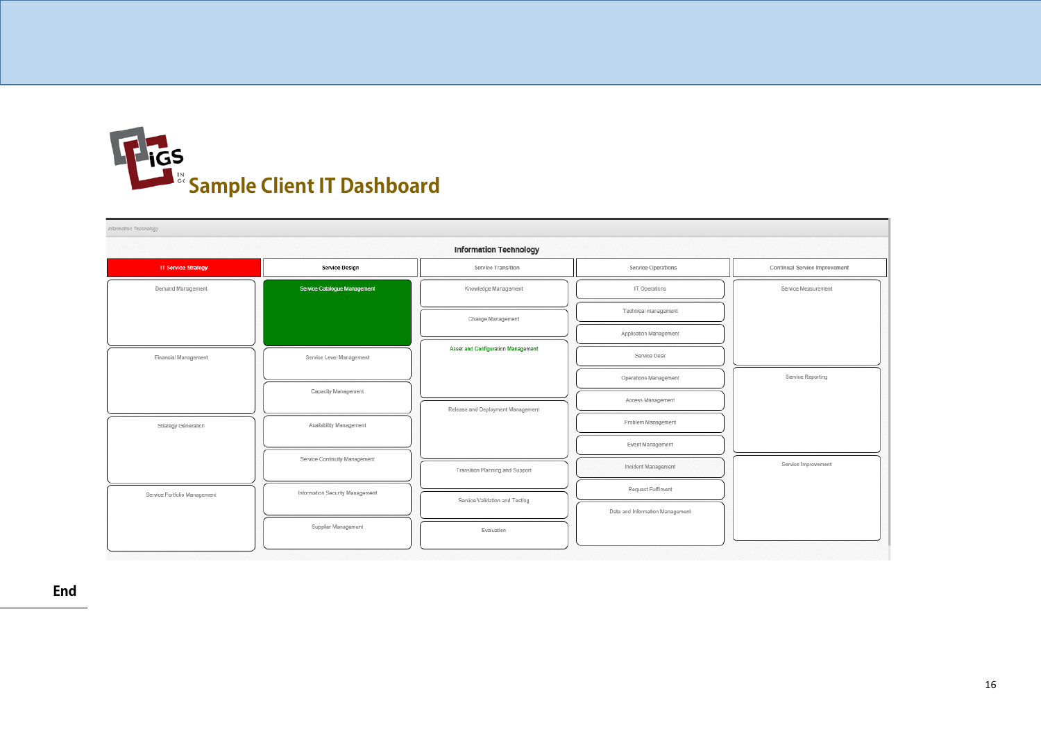## Sample Client IT Dashboard

*Information Technology*

**Information Technology**

| IT Service Strategy | Service Design | Service Transition | Service Operations | Continual Service Improvement |
|---|---|---|---|---|
| Demand Management | Service Catalogue Management | Knowledge Management | IT Operations | Service Measurement |
| Financial Management | Service Level Management | Change Management | Technical management | Service Reporting |
| Strategy Generation | Capacity Management | Asset and Configuration Management | Application Management | Service Improvement |
| Service Portfolio Management | Availability Management | Release and Deployment Management | Service Desk | |
| | Service Continuity Management | Transition Planning and Support | Operations Management | |
| | Information Security Management | Service Validation and Testing | Access Management | |
| | Supplier Management | Evaluation | Problem Management | |
| | | | Event Management | |
| | | | Incident Management | |
| | | | Request Fulfilment | |
| | | | Data and Information Management | |

**End**